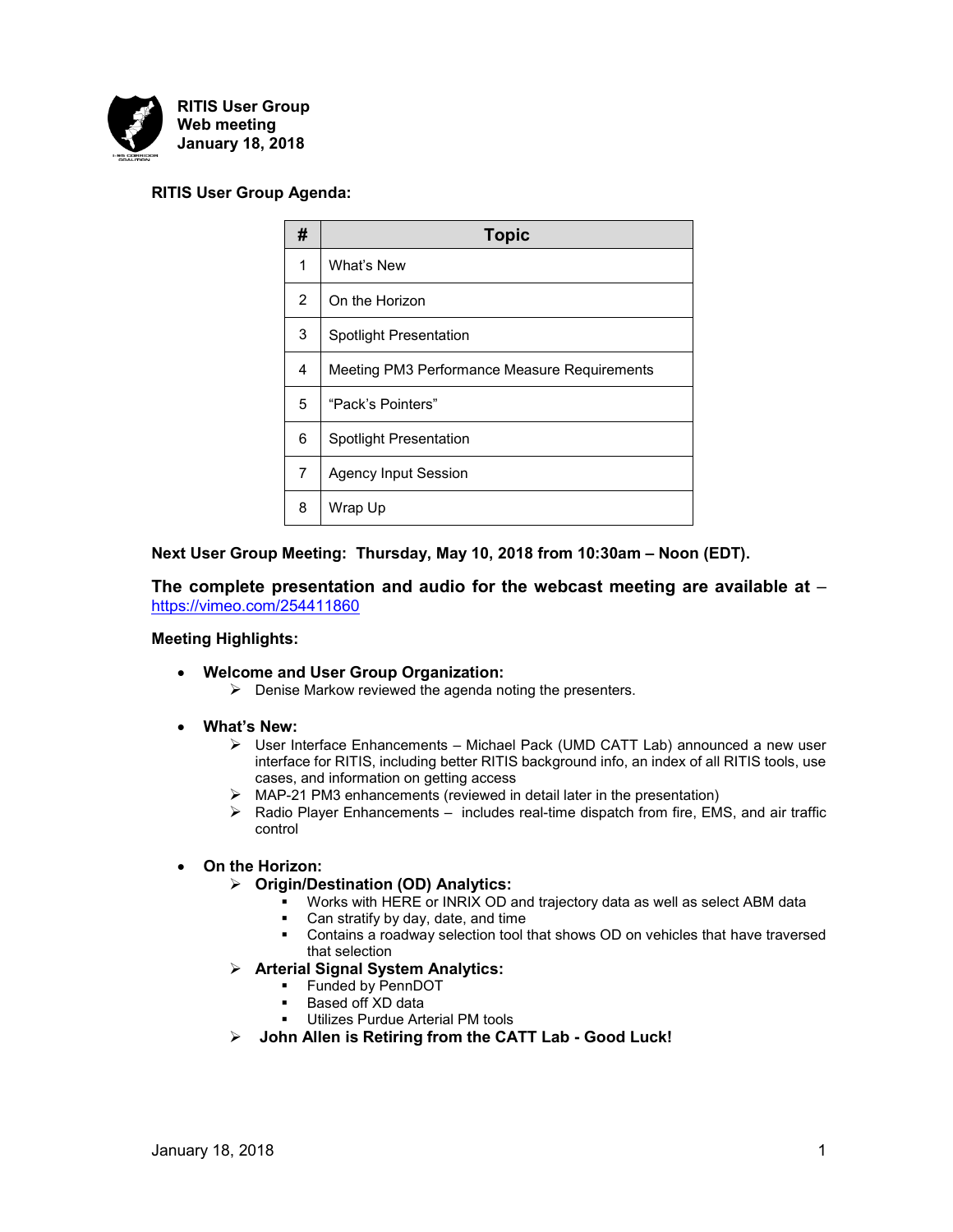**RITIS User Group**
**Web meeting**
**January 18, 2018**

**RITIS User Group Agenda:**

| # | Topic |
|---|---|
| 1 | What's New |
| 2 | On the Horizon |
| 3 | Spotlight Presentation |
| 4 | Meeting PM3 Performance Measure Requirements |
| 5 | "Pack's Pointers" |
| 6 | Spotlight Presentation |
| 7 | Agency Input Session |
| 8 | Wrap Up |

**Next User Group Meeting: Thursday, May 10, 2018 from 10:30am – Noon (EDT).**

**The complete presentation and audio for the webcast meeting are available at** – https://vimeo.com/254411860

**Meeting Highlights:**

- **Welcome and User Group Organization:**
  - Denise Markow reviewed the agenda noting the presenters.

- **What's New:**
  - User Interface Enhancements – Michael Pack (UMD CATT Lab) announced a new user interface for RITIS, including better RITIS background info, an index of all RITIS tools, use cases, and information on getting access
  - MAP-21 PM3 enhancements (reviewed in detail later in the presentation)
  - Radio Player Enhancements – includes real-time dispatch from fire, EMS, and air traffic control

- **On the Horizon:**
  - **Origin/Destination (OD) Analytics:**
    - Works with HERE or INRIX OD and trajectory data as well as select ABM data
    - Can stratify by day, date, and time
    - Contains a roadway selection tool that shows OD on vehicles that have traversed that selection
  - **Arterial Signal System Analytics:**
    - Funded by PennDOT
    - Based off XD data
    - Utilizes Purdue Arterial PM tools
  - **John Allen is Retiring from the CATT Lab - Good Luck!**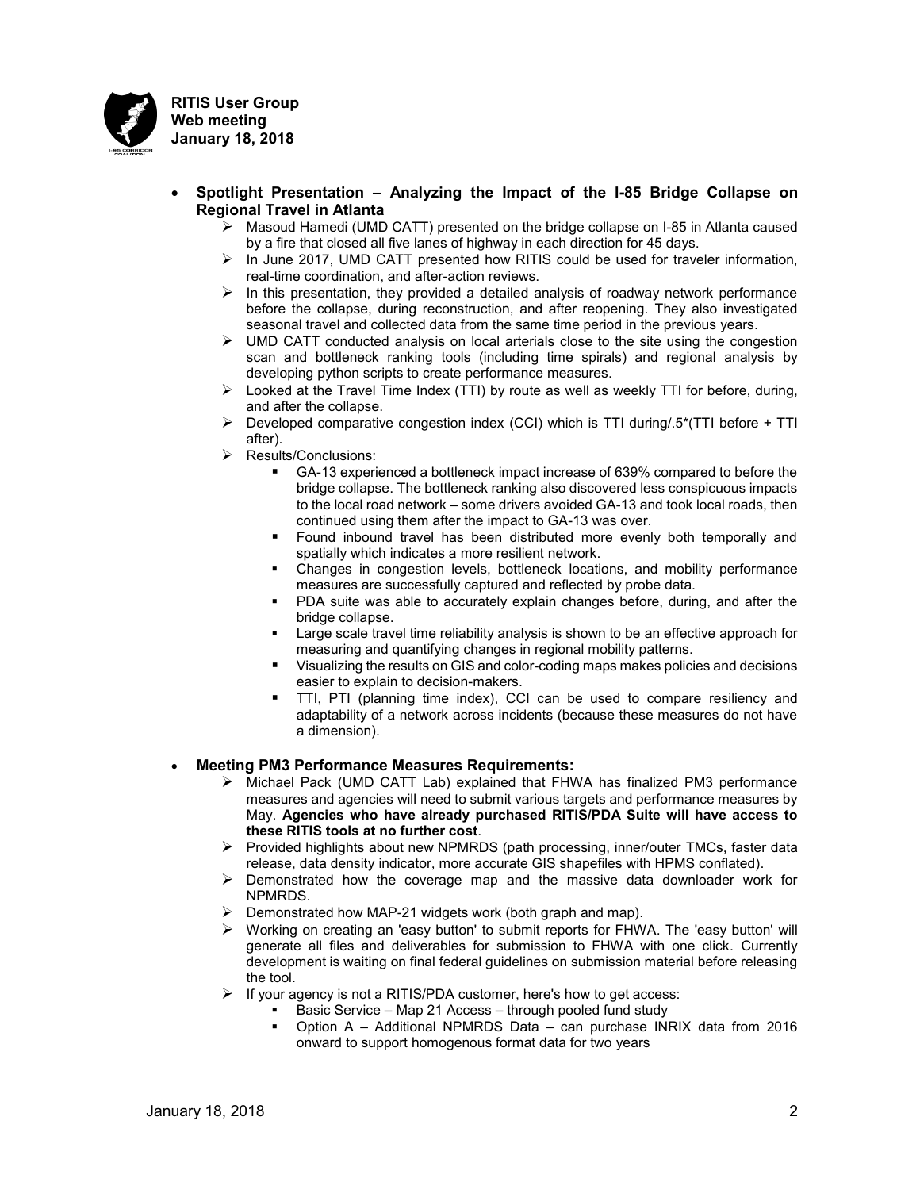- **Spotlight Presentation – Analyzing the Impact of the I-85 Bridge Collapse on Regional Travel in Atlanta**
  - Masoud Hamedi (UMD CATT) presented on the bridge collapse on I-85 in Atlanta caused by a fire that closed all five lanes of highway in each direction for 45 days.
  - In June 2017, UMD CATT presented how RITIS could be used for traveler information, real-time coordination, and after-action reviews.
  - In this presentation, they provided a detailed analysis of roadway network performance before the collapse, during reconstruction, and after reopening. They also investigated seasonal travel and collected data from the same time period in the previous years.
  - UMD CATT conducted analysis on local arterials close to the site using the congestion scan and bottleneck ranking tools (including time spirals) and regional analysis by developing python scripts to create performance measures.
  - Looked at the Travel Time Index (TTI) by route as well as weekly TTI for before, during, and after the collapse.
  - Developed comparative congestion index (CCI) which is TTI during/.5*(TTI before + TTI after).
  - Results/Conclusions:
    - GA-13 experienced a bottleneck impact increase of 639% compared to before the bridge collapse. The bottleneck ranking also discovered less conspicuous impacts to the local road network – some drivers avoided GA-13 and took local roads, then continued using them after the impact to GA-13 was over.
    - Found inbound travel has been distributed more evenly both temporally and spatially which indicates a more resilient network.
    - Changes in congestion levels, bottleneck locations, and mobility performance measures are successfully captured and reflected by probe data.
    - PDA suite was able to accurately explain changes before, during, and after the bridge collapse.
    - Large scale travel time reliability analysis is shown to be an effective approach for measuring and quantifying changes in regional mobility patterns.
    - Visualizing the results on GIS and color-coding maps makes policies and decisions easier to explain to decision-makers.
    - TTI, PTI (planning time index), CCI can be used to compare resiliency and adaptability of a network across incidents (because these measures do not have a dimension).

- **Meeting PM3 Performance Measures Requirements:**
  - Michael Pack (UMD CATT Lab) explained that FHWA has finalized PM3 performance measures and agencies will need to submit various targets and performance measures by May. **Agencies who have already purchased RITIS/PDA Suite will have access to these RITIS tools at no further cost**.
  - Provided highlights about new NPMRDS (path processing, inner/outer TMCs, faster data release, data density indicator, more accurate GIS shapefiles with HPMS conflated).
  - Demonstrated how the coverage map and the massive data downloader work for NPMRDS.
  - Demonstrated how MAP-21 widgets work (both graph and map).
  - Working on creating an 'easy button' to submit reports for FHWA. The 'easy button' will generate all files and deliverables for submission to FHWA with one click. Currently development is waiting on final federal guidelines on submission material before releasing the tool.
  - If your agency is not a RITIS/PDA customer, here's how to get access:
    - Basic Service – Map 21 Access – through pooled fund study
    - Option A – Additional NPMRDS Data – can purchase INRIX data from 2016 onward to support homogenous format data for two years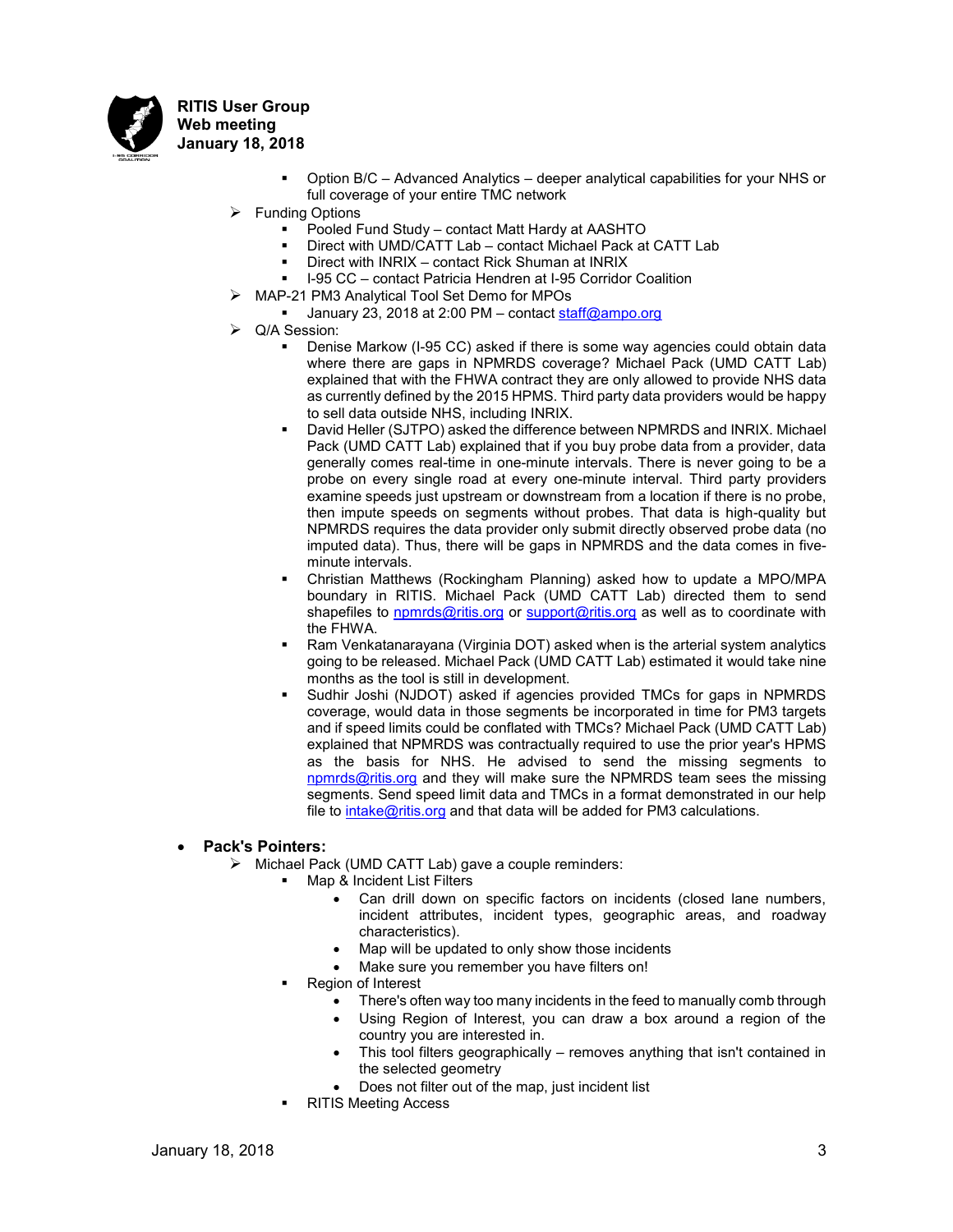- Option B/C – Advanced Analytics – deeper analytical capabilities for your NHS or full coverage of your entire TMC network
- Funding Options
  - Pooled Fund Study – contact Matt Hardy at AASHTO
  - Direct with UMD/CATT Lab – contact Michael Pack at CATT Lab
  - Direct with INRIX – contact Rick Shuman at INRIX
  - I-95 CC – contact Patricia Hendren at I-95 Corridor Coalition
- MAP-21 PM3 Analytical Tool Set Demo for MPOs
  - January 23, 2018 at 2:00 PM – contact staff@ampo.org
- Q/A Session:
  - Denise Markow (I-95 CC) asked if there is some way agencies could obtain data where there are gaps in NPMRDS coverage? Michael Pack (UMD CATT Lab) explained that with the FHWA contract they are only allowed to provide NHS data as currently defined by the 2015 HPMS. Third party data providers would be happy to sell data outside NHS, including INRIX.
  - David Heller (SJTPO) asked the difference between NPMRDS and INRIX. Michael Pack (UMD CATT Lab) explained that if you buy probe data from a provider, data generally comes real-time in one-minute intervals. There is never going to be a probe on every single road at every one-minute interval. Third party providers examine speeds just upstream or downstream from a location if there is no probe, then impute speeds on segments without probes. That data is high-quality but NPMRDS requires the data provider only submit directly observed probe data (no imputed data). Thus, there will be gaps in NPMRDS and the data comes in five-minute intervals.
  - Christian Matthews (Rockingham Planning) asked how to update a MPO/MPA boundary in RITIS. Michael Pack (UMD CATT Lab) directed them to send shapefiles to npmrds@ritis.org or support@ritis.org as well as to coordinate with the FHWA.
  - Ram Venkatanarayana (Virginia DOT) asked when is the arterial system analytics going to be released. Michael Pack (UMD CATT Lab) estimated it would take nine months as the tool is still in development.
  - Sudhir Joshi (NJDOT) asked if agencies provided TMCs for gaps in NPMRDS coverage, would data in those segments be incorporated in time for PM3 targets and if speed limits could be conflated with TMCs? Michael Pack (UMD CATT Lab) explained that NPMRDS was contractually required to use the prior year's HPMS as the basis for NHS. He advised to send the missing segments to npmrds@ritis.org and they will make sure the NPMRDS team sees the missing segments. Send speed limit data and TMCs in a format demonstrated in our help file to intake@ritis.org and that data will be added for PM3 calculations.

- **Pack's Pointers:**
  - Michael Pack (UMD CATT Lab) gave a couple reminders:
    - Map & Incident List Filters
      - Can drill down on specific factors on incidents (closed lane numbers, incident attributes, incident types, geographic areas, and roadway characteristics).
      - Map will be updated to only show those incidents
      - Make sure you remember you have filters on!
    - Region of Interest
      - There's often way too many incidents in the feed to manually comb through
      - Using Region of Interest, you can draw a box around a region of the country you are interested in.
      - This tool filters geographically – removes anything that isn't contained in the selected geometry
      - Does not filter out of the map, just incident list
    - RITIS Meeting Access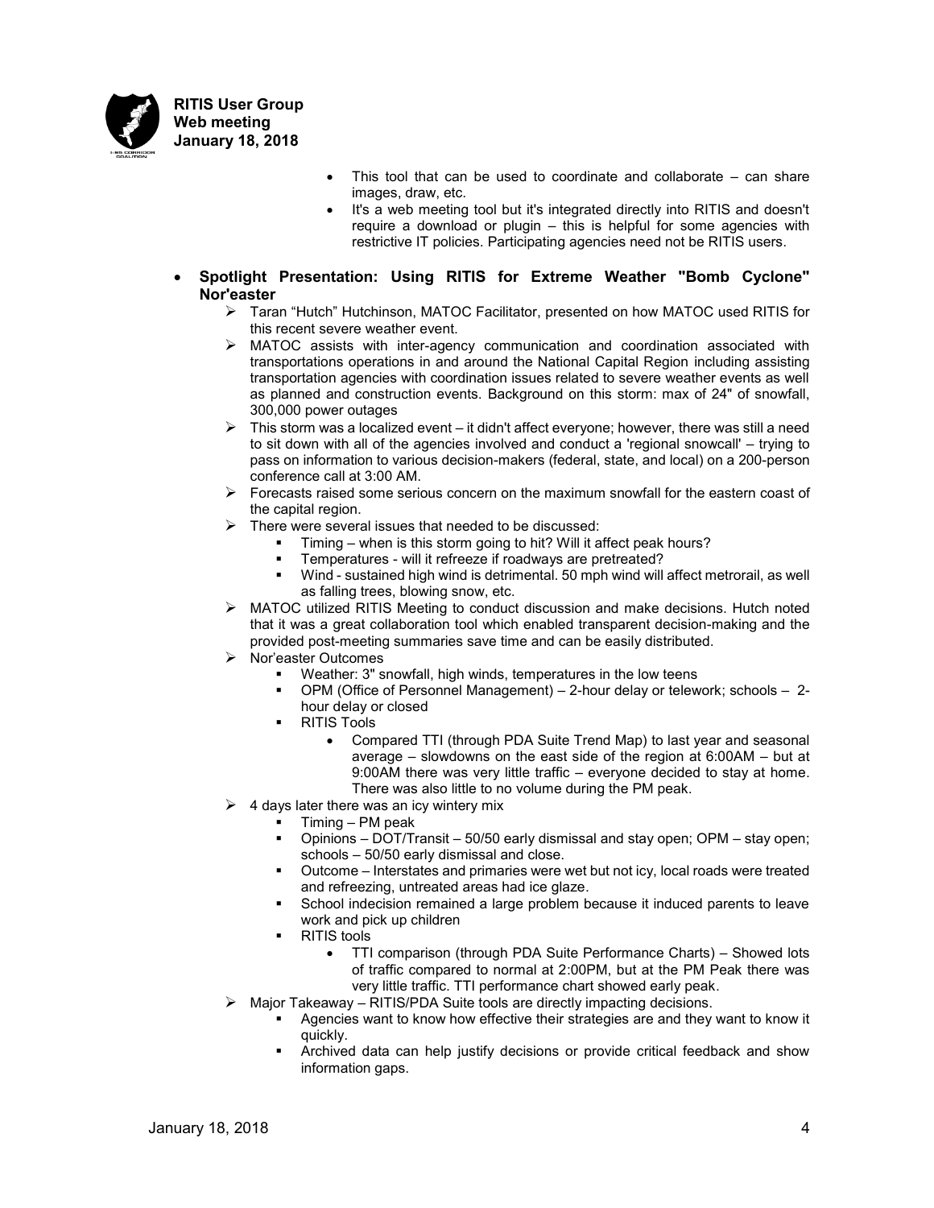- This tool that can be used to coordinate and collaborate – can share images, draw, etc.
- It's a web meeting tool but it's integrated directly into RITIS and doesn't require a download or plugin – this is helpful for some agencies with restrictive IT policies. Participating agencies need not be RITIS users.

- **Spotlight Presentation: Using RITIS for Extreme Weather "Bomb Cyclone" Nor'easter**
  - Taran "Hutch" Hutchinson, MATOC Facilitator, presented on how MATOC used RITIS for this recent severe weather event.
  - MATOC assists with inter-agency communication and coordination associated with transportations operations in and around the National Capital Region including assisting transportation agencies with coordination issues related to severe weather events as well as planned and construction events. Background on this storm: max of 24" of snowfall, 300,000 power outages
  - This storm was a localized event – it didn't affect everyone; however, there was still a need to sit down with all of the agencies involved and conduct a 'regional snowcall' – trying to pass on information to various decision-makers (federal, state, and local) on a 200-person conference call at 3:00 AM.
  - Forecasts raised some serious concern on the maximum snowfall for the eastern coast of the capital region.
  - There were several issues that needed to be discussed:
    - Timing – when is this storm going to hit? Will it affect peak hours?
    - Temperatures - will it refreeze if roadways are pretreated?
    - Wind - sustained high wind is detrimental. 50 mph wind will affect metrorail, as well as falling trees, blowing snow, etc.
  - MATOC utilized RITIS Meeting to conduct discussion and make decisions. Hutch noted that it was a great collaboration tool which enabled transparent decision-making and the provided post-meeting summaries save time and can be easily distributed.
  - Nor'easter Outcomes
    - Weather: 3" snowfall, high winds, temperatures in the low teens
    - OPM (Office of Personnel Management) – 2-hour delay or telework; schools – 2-hour delay or closed
    - RITIS Tools
      - Compared TTI (through PDA Suite Trend Map) to last year and seasonal average – slowdowns on the east side of the region at 6:00AM – but at 9:00AM there was very little traffic – everyone decided to stay at home. There was also little to no volume during the PM peak.
  - 4 days later there was an icy wintery mix
    - Timing – PM peak
    - Opinions – DOT/Transit – 50/50 early dismissal and stay open; OPM – stay open; schools – 50/50 early dismissal and close.
    - Outcome – Interstates and primaries were wet but not icy, local roads were treated and refreezing, untreated areas had ice glaze.
    - School indecision remained a large problem because it induced parents to leave work and pick up children
    - RITIS tools
      - TTI comparison (through PDA Suite Performance Charts) – Showed lots of traffic compared to normal at 2:00PM, but at the PM Peak there was very little traffic. TTI performance chart showed early peak.
  - Major Takeaway – RITIS/PDA Suite tools are directly impacting decisions.
    - Agencies want to know how effective their strategies are and they want to know it quickly.
    - Archived data can help justify decisions or provide critical feedback and show information gaps.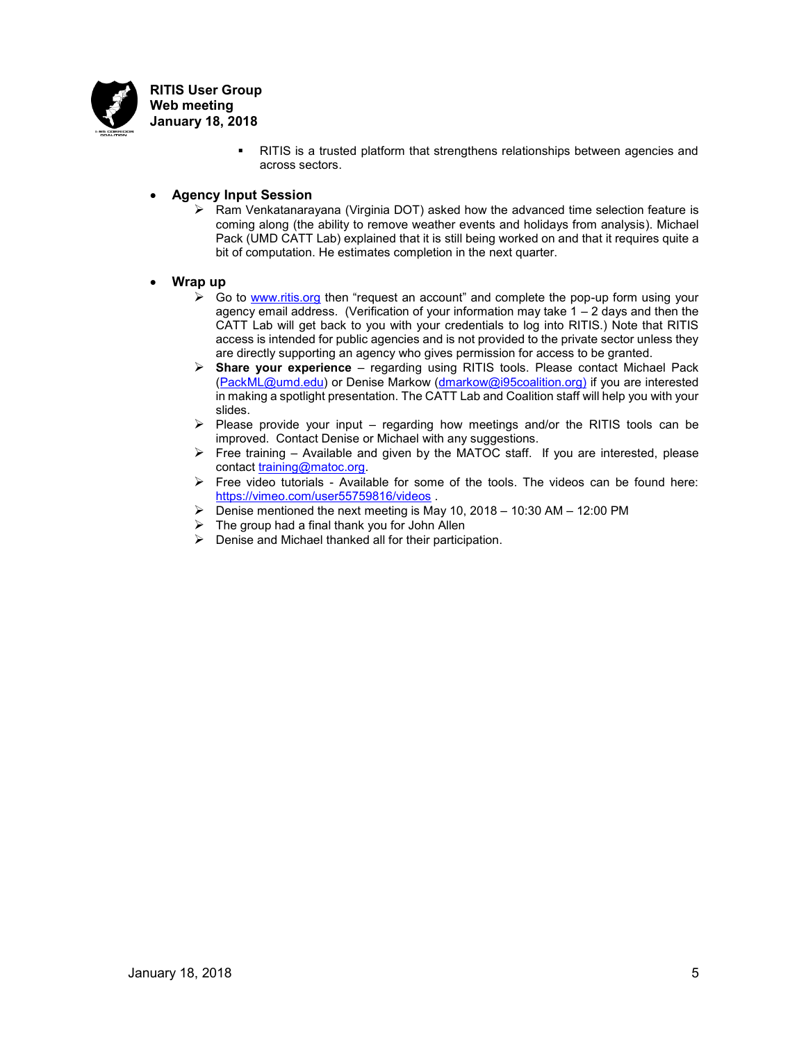- RITIS is a trusted platform that strengthens relationships between agencies and across sectors.

- **Agency Input Session**
  - Ram Venkatanarayana (Virginia DOT) asked how the advanced time selection feature is coming along (the ability to remove weather events and holidays from analysis). Michael Pack (UMD CATT Lab) explained that it is still being worked on and that it requires quite a bit of computation. He estimates completion in the next quarter.

- **Wrap up**
  - Go to www.ritis.org then "request an account" and complete the pop-up form using your agency email address. (Verification of your information may take 1 – 2 days and then the CATT Lab will get back to you with your credentials to log into RITIS.) Note that RITIS access is intended for public agencies and is not provided to the private sector unless they are directly supporting an agency who gives permission for access to be granted.
  - **Share your experience** – regarding using RITIS tools. Please contact Michael Pack (PackML@umd.edu) or Denise Markow (dmarkow@i95coalition.org) if you are interested in making a spotlight presentation. The CATT Lab and Coalition staff will help you with your slides.
  - Please provide your input – regarding how meetings and/or the RITIS tools can be improved. Contact Denise or Michael with any suggestions.
  - Free training – Available and given by the MATOC staff. If you are interested, please contact training@matoc.org.
  - Free video tutorials - Available for some of the tools. The videos can be found here: https://vimeo.com/user55759816/videos .
  - Denise mentioned the next meeting is May 10, 2018 – 10:30 AM – 12:00 PM
  - The group had a final thank you for John Allen
  - Denise and Michael thanked all for their participation.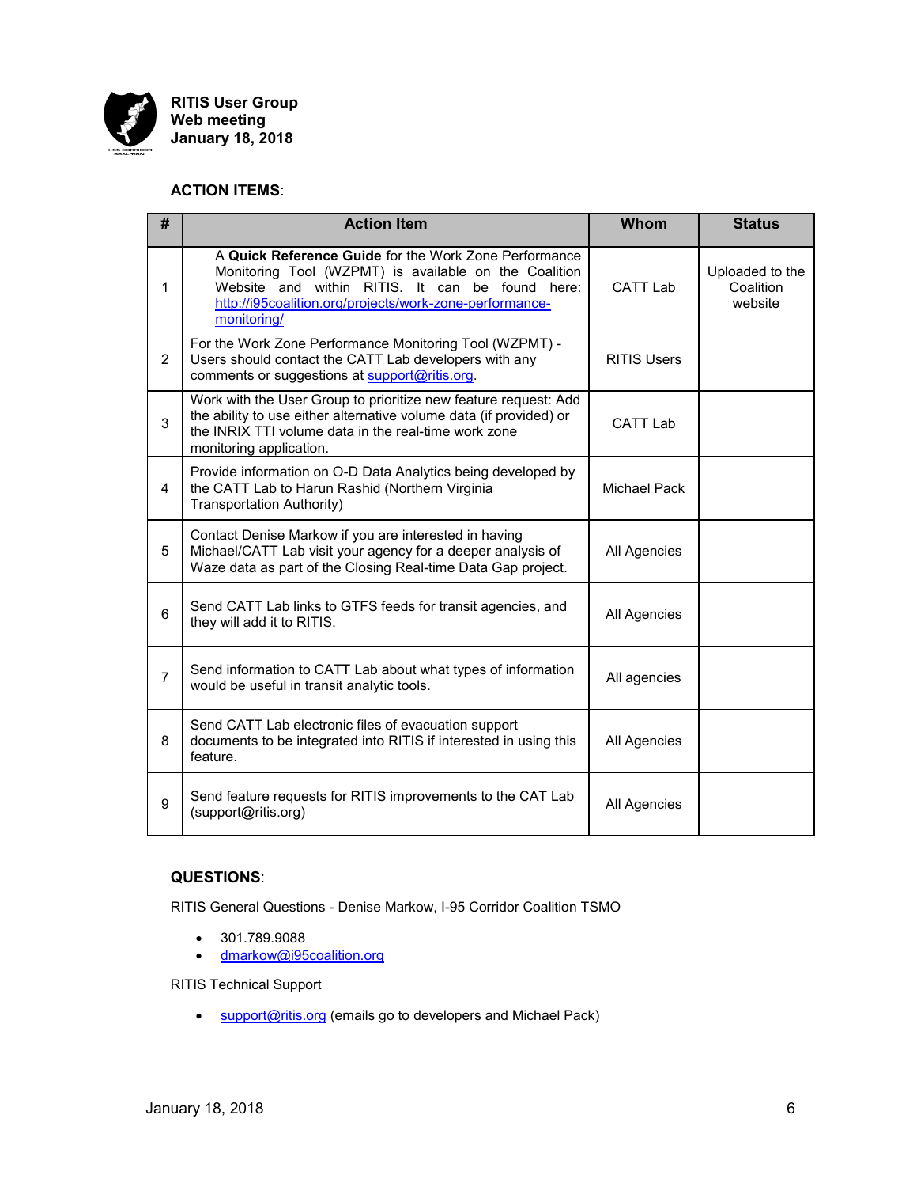**RITIS User Group**
**Web meeting**
**January 18, 2018**

**ACTION ITEMS**:

| # | Action Item | Whom | Status |
|---|---|---|---|
| 1 | A **Quick Reference Guide** for the Work Zone Performance Monitoring Tool (WZPMT) is available on the Coalition Website and within RITIS. It can be found here: http://i95coalition.org/projects/work-zone-performance-monitoring/ | CATT Lab | Uploaded to the Coalition website |
| 2 | For the Work Zone Performance Monitoring Tool (WZPMT) - Users should contact the CATT Lab developers with any comments or suggestions at support@ritis.org. | RITIS Users | |
| 3 | Work with the User Group to prioritize new feature request: Add the ability to use either alternative volume data (if provided) or the INRIX TTI volume data in the real-time work zone monitoring application. | CATT Lab | |
| 4 | Provide information on O-D Data Analytics being developed by the CATT Lab to Harun Rashid (Northern Virginia Transportation Authority) | Michael Pack | |
| 5 | Contact Denise Markow if you are interested in having Michael/CATT Lab visit your agency for a deeper analysis of Waze data as part of the Closing Real-time Data Gap project. | All Agencies | |
| 6 | Send CATT Lab links to GTFS feeds for transit agencies, and they will add it to RITIS. | All Agencies | |
| 7 | Send information to CATT Lab about what types of information would be useful in transit analytic tools. | All agencies | |
| 8 | Send CATT Lab electronic files of evacuation support documents to be integrated into RITIS if interested in using this feature. | All Agencies | |
| 9 | Send feature requests for RITIS improvements to the CAT Lab (support@ritis.org) | All Agencies | |

**QUESTIONS**:

RITIS General Questions - Denise Markow, I-95 Corridor Coalition TSMO

- 301.789.9088
- dmarkow@i95coalition.org

RITIS Technical Support

- support@ritis.org (emails go to developers and Michael Pack)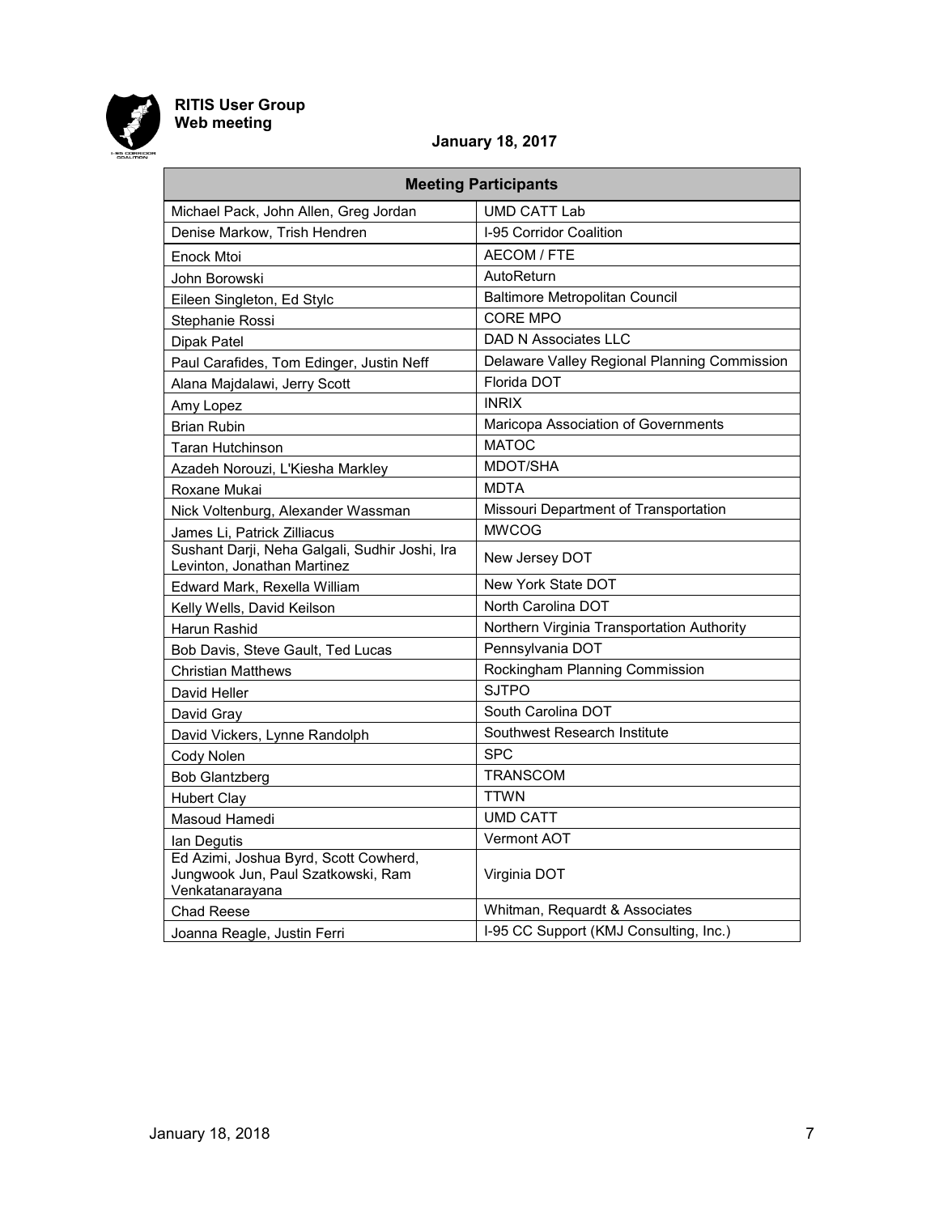**RITIS User Group**
**Web meeting**

**January 18, 2017**

| Meeting Participants | |
|---|---|
| Michael Pack, John Allen, Greg Jordan | UMD CATT Lab |
| Denise Markow, Trish Hendren | I-95 Corridor Coalition |
| Enock Mtoi | AECOM / FTE |
| John Borowski | AutoReturn |
| Eileen Singleton, Ed Stylc | Baltimore Metropolitan Council |
| Stephanie Rossi | CORE MPO |
| Dipak Patel | DAD N Associates LLC |
| Paul Carafides, Tom Edinger, Justin Neff | Delaware Valley Regional Planning Commission |
| Alana Majdalawi, Jerry Scott | Florida DOT |
| Amy Lopez | INRIX |
| Brian Rubin | Maricopa Association of Governments |
| Taran Hutchinson | MATOC |
| Azadeh Norouzi, L'Kiesha Markley | MDOT/SHA |
| Roxane Mukai | MDTA |
| Nick Voltenburg, Alexander Wassman | Missouri Department of Transportation |
| James Li, Patrick Zilliacus | MWCOG |
| Sushant Darji, Neha Galgali, Sudhir Joshi, Ira Levinton, Jonathan Martinez | New Jersey DOT |
| Edward Mark, Rexella William | New York State DOT |
| Kelly Wells, David Keilson | North Carolina DOT |
| Harun Rashid | Northern Virginia Transportation Authority |
| Bob Davis, Steve Gault, Ted Lucas | Pennsylvania DOT |
| Christian Matthews | Rockingham Planning Commission |
| David Heller | SJTPO |
| David Gray | South Carolina DOT |
| David Vickers, Lynne Randolph | Southwest Research Institute |
| Cody Nolen | SPC |
| Bob Glantzberg | TRANSCOM |
| Hubert Clay | TTWN |
| Masoud Hamedi | UMD CATT |
| Ian Degutis | Vermont AOT |
| Ed Azimi, Joshua Byrd, Scott Cowherd, Jungwook Jun, Paul Szatkowski, Ram Venkatanarayana | Virginia DOT |
| Chad Reese | Whitman, Requardt & Associates |
| Joanna Reagle, Justin Ferri | I-95 CC Support (KMJ Consulting, Inc.) |